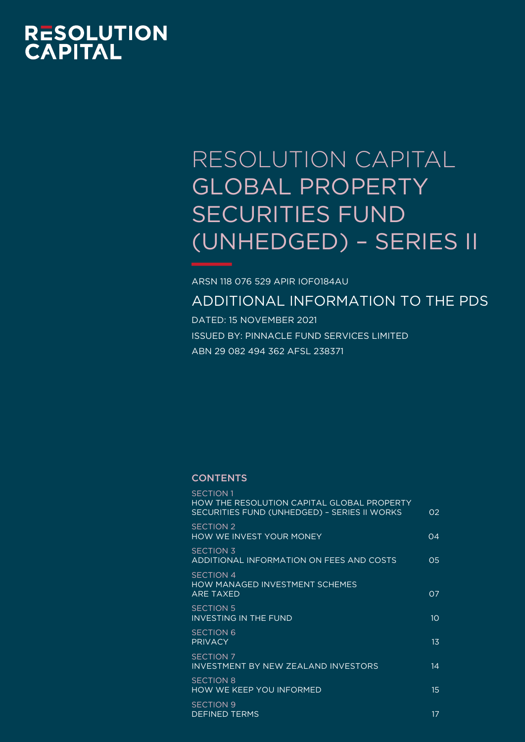RESOLUTION CAPITAL

# RESOLUTION CAPITAL GLOBAL PROPERTY SECURITIES FUND (UNHEDGED) – SERIES II

ARSN 118 076 529 APIR IOF0184AU

## ADDITIONAL INFORMATION TO THE PDS

DATED: 15 NOVEMBER 2021

ISSUED BY: PINNACLE FUND SERVICES LIMITED

ABN 29 082 494 362 AFSL 238371

### CONTENTS

| Section | Page |
|---|---|
| SECTION 1<br>HOW THE RESOLUTION CAPITAL GLOBAL PROPERTY SECURITIES FUND (UNHEDGED) – SERIES II WORKS | 02 |
| SECTION 2<br>HOW WE INVEST YOUR MONEY | 04 |
| SECTION 3<br>ADDITIONAL INFORMATION ON FEES AND COSTS | 05 |
| SECTION 4<br>HOW MANAGED INVESTMENT SCHEMES ARE TAXED | 07 |
| SECTION 5<br>INVESTING IN THE FUND | 10 |
| SECTION 6<br>PRIVACY | 13 |
| SECTION 7<br>INVESTMENT BY NEW ZEALAND INVESTORS | 14 |
| SECTION 8<br>HOW WE KEEP YOU INFORMED | 15 |
| SECTION 9<br>DEFINED TERMS | 17 |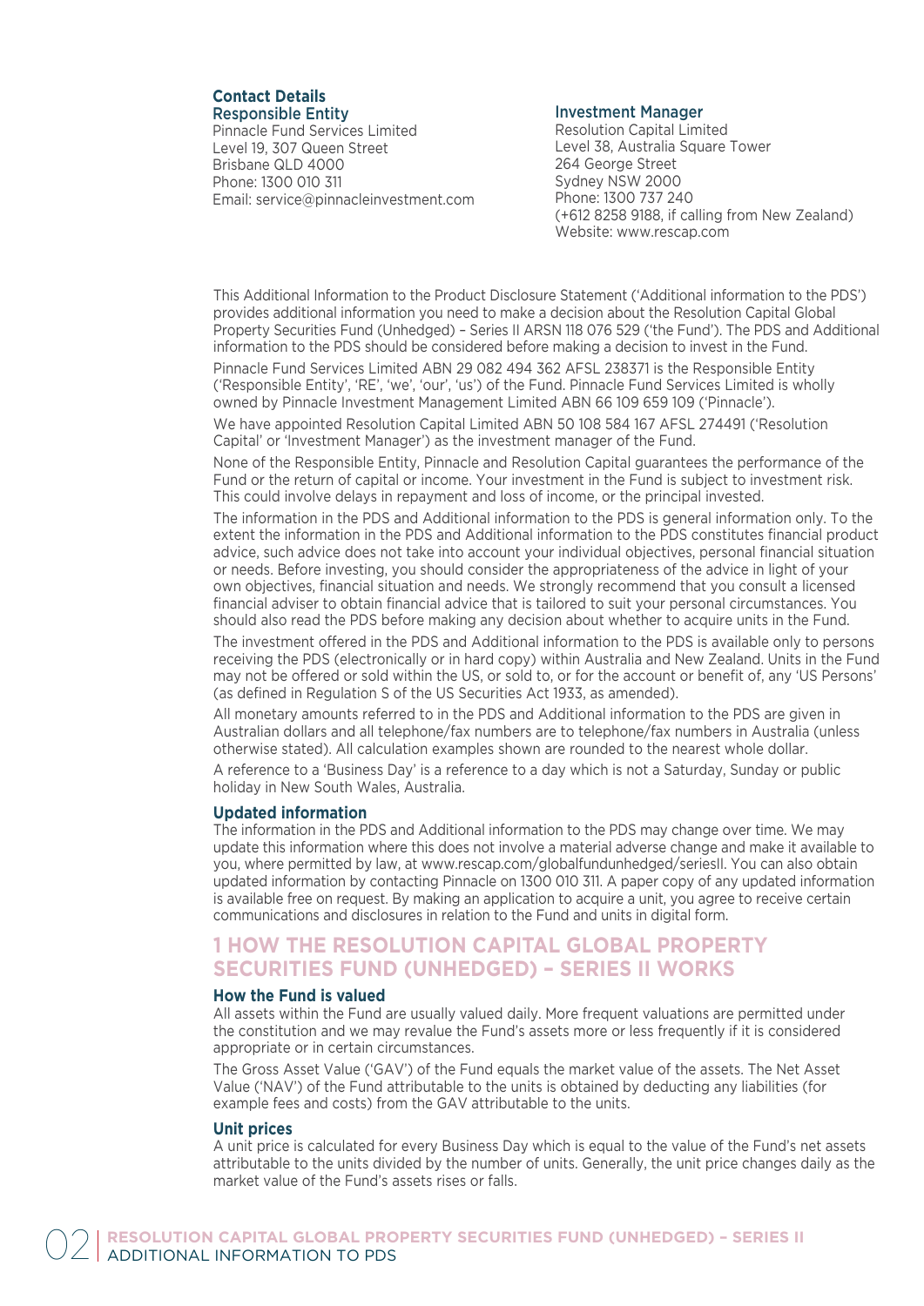## Contact Details

### Responsible Entity

Pinnacle Fund Services Limited
Level 19, 307 Queen Street
Brisbane QLD 4000
Phone: 1300 010 311
Email: service@pinnacleinvestment.com

### Investment Manager

Resolution Capital Limited
Level 38, Australia Square Tower
264 George Street
Sydney NSW 2000
Phone: 1300 737 240
(+612 8258 9188, if calling from New Zealand)
Website: www.rescap.com

This Additional Information to the Product Disclosure Statement ('Additional information to the PDS') provides additional information you need to make a decision about the Resolution Capital Global Property Securities Fund (Unhedged) – Series II ARSN 118 076 529 ('the Fund'). The PDS and Additional information to the PDS should be considered before making a decision to invest in the Fund.

Pinnacle Fund Services Limited ABN 29 082 494 362 AFSL 238371 is the Responsible Entity ('Responsible Entity', 'RE', 'we', 'our', 'us') of the Fund. Pinnacle Fund Services Limited is wholly owned by Pinnacle Investment Management Limited ABN 66 109 659 109 ('Pinnacle').

We have appointed Resolution Capital Limited ABN 50 108 584 167 AFSL 274491 ('Resolution Capital' or 'Investment Manager') as the investment manager of the Fund.

None of the Responsible Entity, Pinnacle and Resolution Capital guarantees the performance of the Fund or the return of capital or income. Your investment in the Fund is subject to investment risk. This could involve delays in repayment and loss of income, or the principal invested.

The information in the PDS and Additional information to the PDS is general information only. To the extent the information in the PDS and Additional information to the PDS constitutes financial product advice, such advice does not take into account your individual objectives, personal financial situation or needs. Before investing, you should consider the appropriateness of the advice in light of your own objectives, financial situation and needs. We strongly recommend that you consult a licensed financial adviser to obtain financial advice that is tailored to suit your personal circumstances. You should also read the PDS before making any decision about whether to acquire units in the Fund.

The investment offered in the PDS and Additional information to the PDS is available only to persons receiving the PDS (electronically or in hard copy) within Australia and New Zealand. Units in the Fund may not be offered or sold within the US, or sold to, or for the account or benefit of, any 'US Persons' (as defined in Regulation S of the US Securities Act 1933, as amended).

All monetary amounts referred to in the PDS and Additional information to the PDS are given in Australian dollars and all telephone/fax numbers are to telephone/fax numbers in Australia (unless otherwise stated). All calculation examples shown are rounded to the nearest whole dollar.

A reference to a 'Business Day' is a reference to a day which is not a Saturday, Sunday or public holiday in New South Wales, Australia.

### Updated information

The information in the PDS and Additional information to the PDS may change over time. We may update this information where this does not involve a material adverse change and make it available to you, where permitted by law, at www.rescap.com/globalfundunhedged/seriesII. You can also obtain updated information by contacting Pinnacle on 1300 010 311. A paper copy of any updated information is available free on request. By making an application to acquire a unit, you agree to receive certain communications and disclosures in relation to the Fund and units in digital form.

## 1 HOW THE RESOLUTION CAPITAL GLOBAL PROPERTY SECURITIES FUND (UNHEDGED) – SERIES II WORKS

### How the Fund is valued

All assets within the Fund are usually valued daily. More frequent valuations are permitted under the constitution and we may revalue the Fund's assets more or less frequently if it is considered appropriate or in certain circumstances.

The Gross Asset Value ('GAV') of the Fund equals the market value of the assets. The Net Asset Value ('NAV') of the Fund attributable to the units is obtained by deducting any liabilities (for example fees and costs) from the GAV attributable to the units.

### Unit prices

A unit price is calculated for every Business Day which is equal to the value of the Fund's net assets attributable to the units divided by the number of units. Generally, the unit price changes daily as the market value of the Fund's assets rises or falls.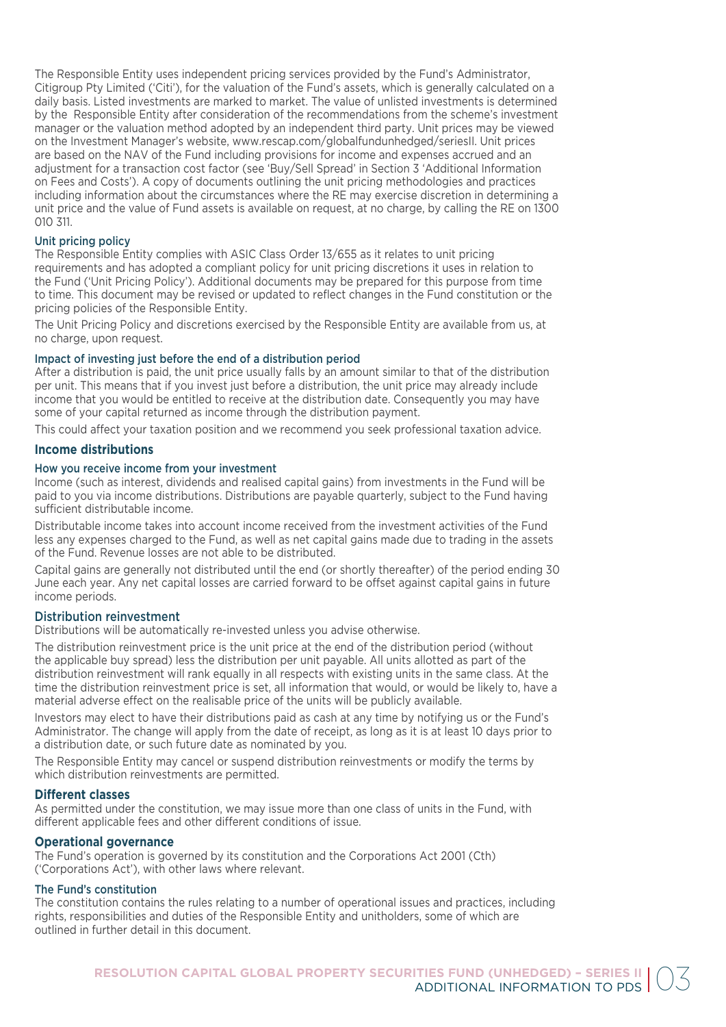The Responsible Entity uses independent pricing services provided by the Fund's Administrator, Citigroup Pty Limited ('Citi'), for the valuation of the Fund's assets, which is generally calculated on a daily basis. Listed investments are marked to market. The value of unlisted investments is determined by the Responsible Entity after consideration of the recommendations from the scheme's investment manager or the valuation method adopted by an independent third party. Unit prices may be viewed on the Investment Manager's website, www.rescap.com/globalfundunhedged/seriesII. Unit prices are based on the NAV of the Fund including provisions for income and expenses accrued and an adjustment for a transaction cost factor (see 'Buy/Sell Spread' in Section 3 'Additional Information on Fees and Costs'). A copy of documents outlining the unit pricing methodologies and practices including information about the circumstances where the RE may exercise discretion in determining a unit price and the value of Fund assets is available on request, at no charge, by calling the RE on 1300 010 311.

### Unit pricing policy

The Responsible Entity complies with ASIC Class Order 13/655 as it relates to unit pricing requirements and has adopted a compliant policy for unit pricing discretions it uses in relation to the Fund ('Unit Pricing Policy'). Additional documents may be prepared for this purpose from time to time. This document may be revised or updated to reflect changes in the Fund constitution or the pricing policies of the Responsible Entity.

The Unit Pricing Policy and discretions exercised by the Responsible Entity are available from us, at no charge, upon request.

### Impact of investing just before the end of a distribution period

After a distribution is paid, the unit price usually falls by an amount similar to that of the distribution per unit. This means that if you invest just before a distribution, the unit price may already include income that you would be entitled to receive at the distribution date. Consequently you may have some of your capital returned as income through the distribution payment.

This could affect your taxation position and we recommend you seek professional taxation advice.

## Income distributions

### How you receive income from your investment

Income (such as interest, dividends and realised capital gains) from investments in the Fund will be paid to you via income distributions. Distributions are payable quarterly, subject to the Fund having sufficient distributable income.

Distributable income takes into account income received from the investment activities of the Fund less any expenses charged to the Fund, as well as net capital gains made due to trading in the assets of the Fund. Revenue losses are not able to be distributed.

Capital gains are generally not distributed until the end (or shortly thereafter) of the period ending 30 June each year. Any net capital losses are carried forward to be offset against capital gains in future income periods.

### Distribution reinvestment

Distributions will be automatically re-invested unless you advise otherwise.

The distribution reinvestment price is the unit price at the end of the distribution period (without the applicable buy spread) less the distribution per unit payable. All units allotted as part of the distribution reinvestment will rank equally in all respects with existing units in the same class. At the time the distribution reinvestment price is set, all information that would, or would be likely to, have a material adverse effect on the realisable price of the units will be publicly available.

Investors may elect to have their distributions paid as cash at any time by notifying us or the Fund's Administrator. The change will apply from the date of receipt, as long as it is at least 10 days prior to a distribution date, or such future date as nominated by you.

The Responsible Entity may cancel or suspend distribution reinvestments or modify the terms by which distribution reinvestments are permitted.

## Different classes

As permitted under the constitution, we may issue more than one class of units in the Fund, with different applicable fees and other different conditions of issue.

## Operational governance

The Fund's operation is governed by its constitution and the Corporations Act 2001 (Cth) ('Corporations Act'), with other laws where relevant.

### The Fund's constitution

The constitution contains the rules relating to a number of operational issues and practices, including rights, responsibilities and duties of the Responsible Entity and unitholders, some of which are outlined in further detail in this document.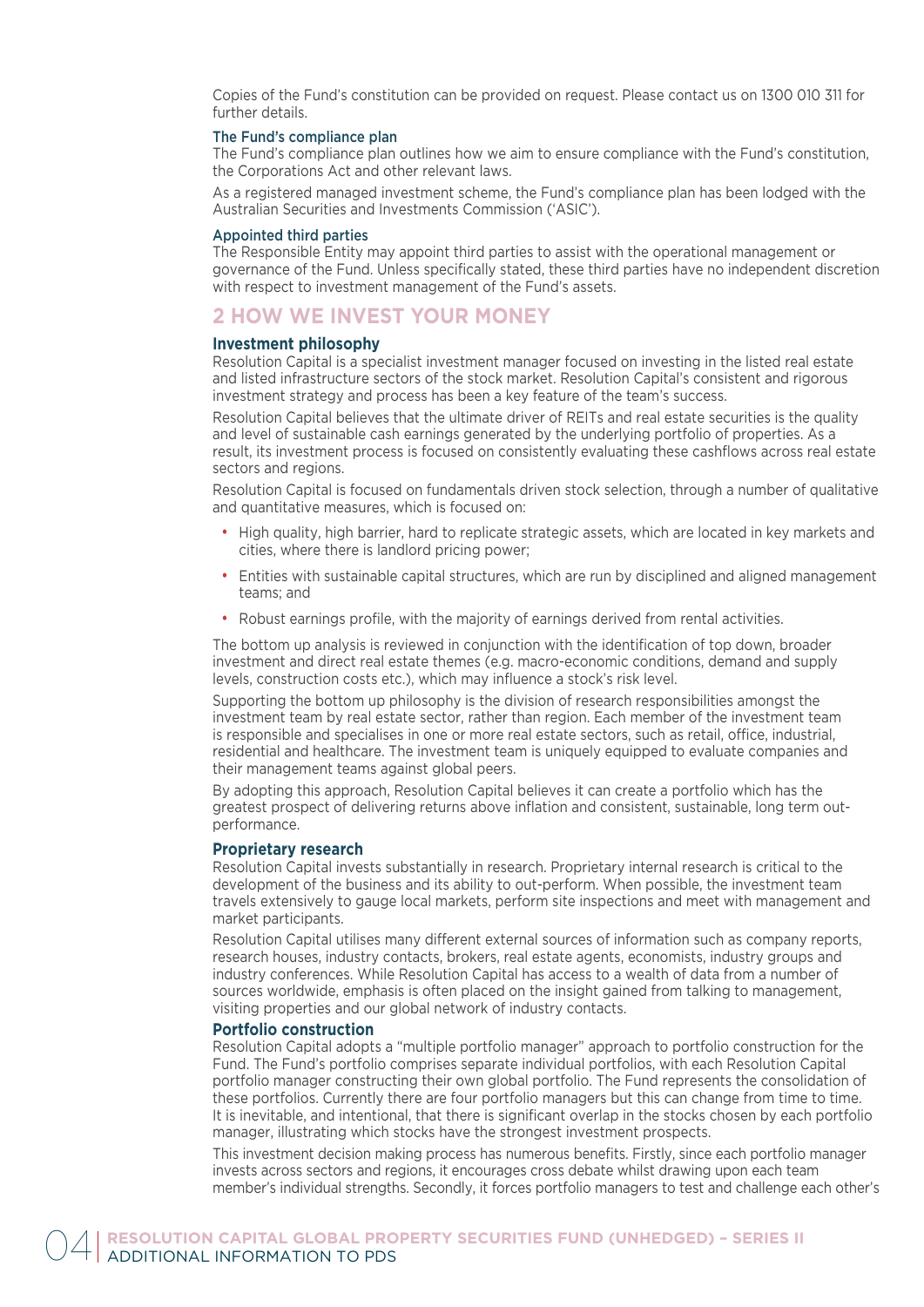Copies of the Fund's constitution can be provided on request. Please contact us on 1300 010 311 for further details.

### The Fund's compliance plan

The Fund's compliance plan outlines how we aim to ensure compliance with the Fund's constitution, the Corporations Act and other relevant laws.

As a registered managed investment scheme, the Fund's compliance plan has been lodged with the Australian Securities and Investments Commission ('ASIC').

### Appointed third parties

The Responsible Entity may appoint third parties to assist with the operational management or governance of the Fund. Unless specifically stated, these third parties have no independent discretion with respect to investment management of the Fund's assets.

## 2 HOW WE INVEST YOUR MONEY

### Investment philosophy

Resolution Capital is a specialist investment manager focused on investing in the listed real estate and listed infrastructure sectors of the stock market. Resolution Capital's consistent and rigorous investment strategy and process has been a key feature of the team's success.

Resolution Capital believes that the ultimate driver of REITs and real estate securities is the quality and level of sustainable cash earnings generated by the underlying portfolio of properties. As a result, its investment process is focused on consistently evaluating these cashflows across real estate sectors and regions.

Resolution Capital is focused on fundamentals driven stock selection, through a number of qualitative and quantitative measures, which is focused on:

- High quality, high barrier, hard to replicate strategic assets, which are located in key markets and cities, where there is landlord pricing power;
- Entities with sustainable capital structures, which are run by disciplined and aligned management teams; and
- Robust earnings profile, with the majority of earnings derived from rental activities.

The bottom up analysis is reviewed in conjunction with the identification of top down, broader investment and direct real estate themes (e.g. macro-economic conditions, demand and supply levels, construction costs etc.), which may influence a stock's risk level.

Supporting the bottom up philosophy is the division of research responsibilities amongst the investment team by real estate sector, rather than region. Each member of the investment team is responsible and specialises in one or more real estate sectors, such as retail, office, industrial, residential and healthcare. The investment team is uniquely equipped to evaluate companies and their management teams against global peers.

By adopting this approach, Resolution Capital believes it can create a portfolio which has the greatest prospect of delivering returns above inflation and consistent, sustainable, long term out-performance.

### Proprietary research

Resolution Capital invests substantially in research. Proprietary internal research is critical to the development of the business and its ability to out-perform. When possible, the investment team travels extensively to gauge local markets, perform site inspections and meet with management and market participants.

Resolution Capital utilises many different external sources of information such as company reports, research houses, industry contacts, brokers, real estate agents, economists, industry groups and industry conferences. While Resolution Capital has access to a wealth of data from a number of sources worldwide, emphasis is often placed on the insight gained from talking to management, visiting properties and our global network of industry contacts.

### Portfolio construction

Resolution Capital adopts a "multiple portfolio manager" approach to portfolio construction for the Fund. The Fund's portfolio comprises separate individual portfolios, with each Resolution Capital portfolio manager constructing their own global portfolio. The Fund represents the consolidation of these portfolios. Currently there are four portfolio managers but this can change from time to time. It is inevitable, and intentional, that there is significant overlap in the stocks chosen by each portfolio manager, illustrating which stocks have the strongest investment prospects.

This investment decision making process has numerous benefits. Firstly, since each portfolio manager invests across sectors and regions, it encourages cross debate whilst drawing upon each team member's individual strengths. Secondly, it forces portfolio managers to test and challenge each other's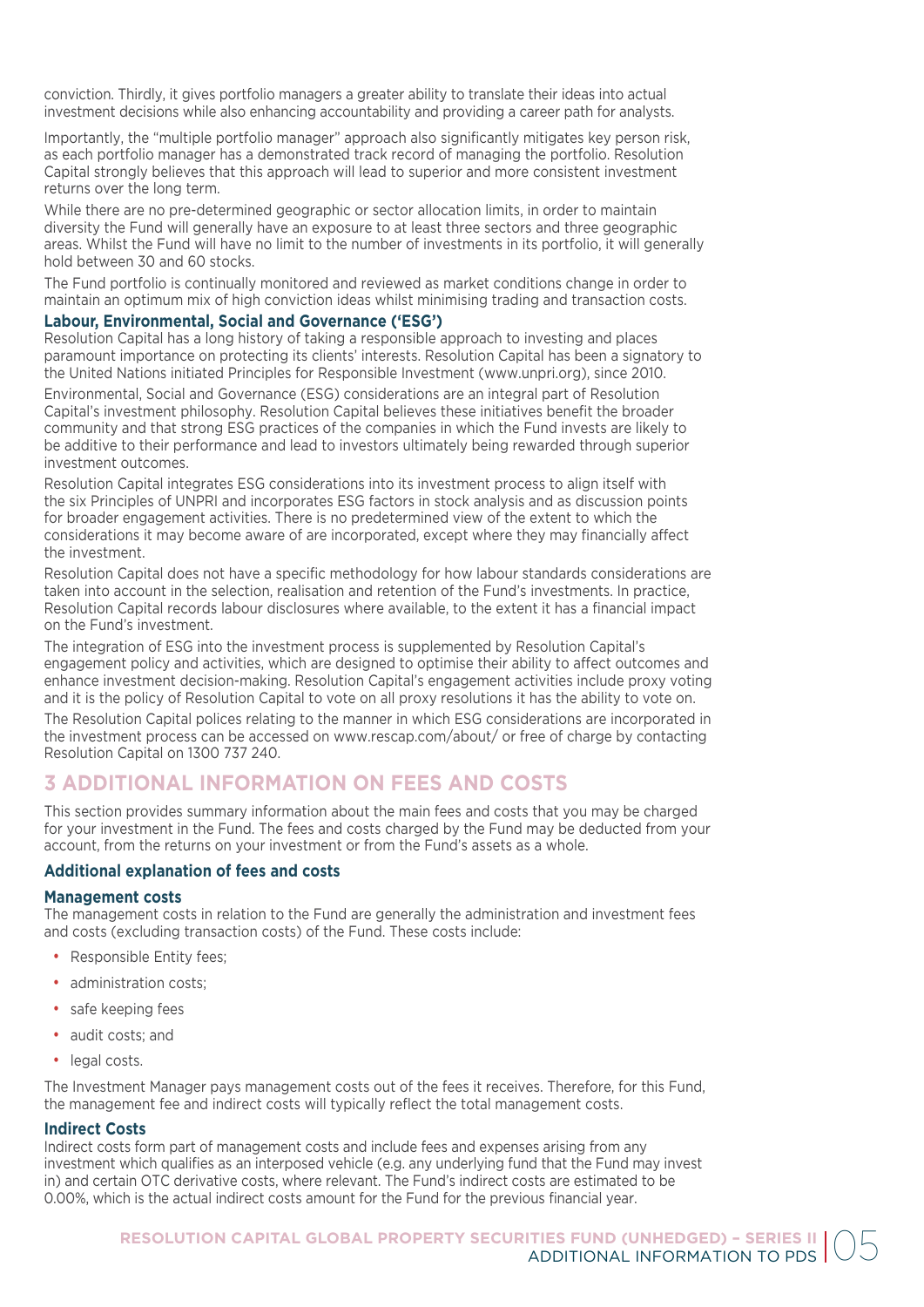conviction. Thirdly, it gives portfolio managers a greater ability to translate their ideas into actual investment decisions while also enhancing accountability and providing a career path for analysts.

Importantly, the "multiple portfolio manager" approach also significantly mitigates key person risk, as each portfolio manager has a demonstrated track record of managing the portfolio. Resolution Capital strongly believes that this approach will lead to superior and more consistent investment returns over the long term.

While there are no pre-determined geographic or sector allocation limits, in order to maintain diversity the Fund will generally have an exposure to at least three sectors and three geographic areas. Whilst the Fund will have no limit to the number of investments in its portfolio, it will generally hold between 30 and 60 stocks.

The Fund portfolio is continually monitored and reviewed as market conditions change in order to maintain an optimum mix of high conviction ideas whilst minimising trading and transaction costs.

### Labour, Environmental, Social and Governance ('ESG')

Resolution Capital has a long history of taking a responsible approach to investing and places paramount importance on protecting its clients' interests. Resolution Capital has been a signatory to the United Nations initiated Principles for Responsible Investment (www.unpri.org), since 2010.

Environmental, Social and Governance (ESG) considerations are an integral part of Resolution Capital's investment philosophy. Resolution Capital believes these initiatives benefit the broader community and that strong ESG practices of the companies in which the Fund invests are likely to be additive to their performance and lead to investors ultimately being rewarded through superior investment outcomes.

Resolution Capital integrates ESG considerations into its investment process to align itself with the six Principles of UNPRI and incorporates ESG factors in stock analysis and as discussion points for broader engagement activities. There is no predetermined view of the extent to which the considerations it may become aware of are incorporated, except where they may financially affect the investment.

Resolution Capital does not have a specific methodology for how labour standards considerations are taken into account in the selection, realisation and retention of the Fund's investments. In practice, Resolution Capital records labour disclosures where available, to the extent it has a financial impact on the Fund's investment.

The integration of ESG into the investment process is supplemented by Resolution Capital's engagement policy and activities, which are designed to optimise their ability to affect outcomes and enhance investment decision-making. Resolution Capital's engagement activities include proxy voting and it is the policy of Resolution Capital to vote on all proxy resolutions it has the ability to vote on.

The Resolution Capital polices relating to the manner in which ESG considerations are incorporated in the investment process can be accessed on www.rescap.com/about/ or free of charge by contacting Resolution Capital on 1300 737 240.

## 3 ADDITIONAL INFORMATION ON FEES AND COSTS

This section provides summary information about the main fees and costs that you may be charged for your investment in the Fund. The fees and costs charged by the Fund may be deducted from your account, from the returns on your investment or from the Fund's assets as a whole.

### Additional explanation of fees and costs

#### Management costs

The management costs in relation to the Fund are generally the administration and investment fees and costs (excluding transaction costs) of the Fund. These costs include:

- Responsible Entity fees;
- administration costs;
- safe keeping fees
- audit costs; and
- legal costs.

The Investment Manager pays management costs out of the fees it receives. Therefore, for this Fund, the management fee and indirect costs will typically reflect the total management costs.

#### Indirect Costs

Indirect costs form part of management costs and include fees and expenses arising from any investment which qualifies as an interposed vehicle (e.g. any underlying fund that the Fund may invest in) and certain OTC derivative costs, where relevant. The Fund's indirect costs are estimated to be 0.00%, which is the actual indirect costs amount for the Fund for the previous financial year.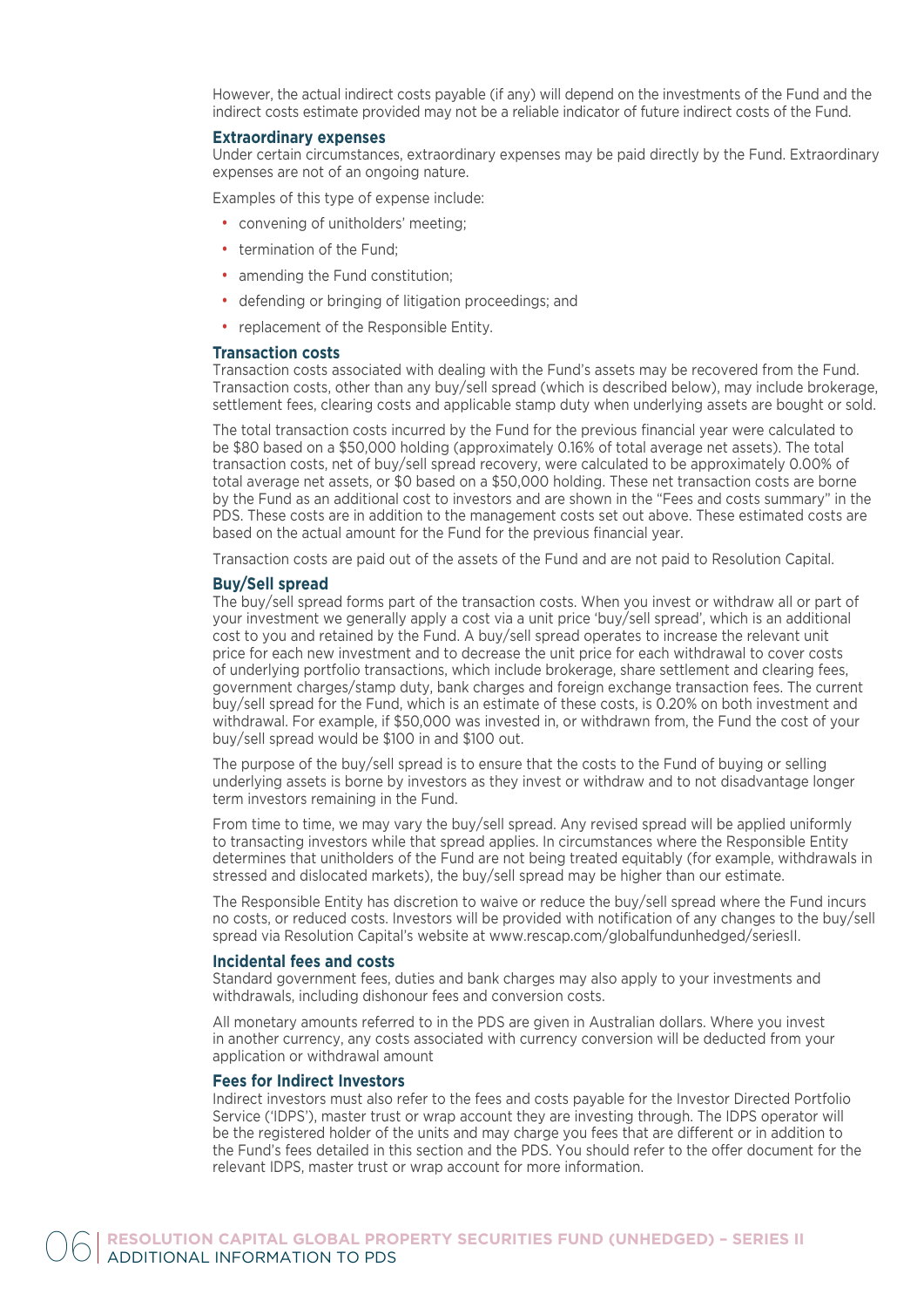However, the actual indirect costs payable (if any) will depend on the investments of the Fund and the indirect costs estimate provided may not be a reliable indicator of future indirect costs of the Fund.

### Extraordinary expenses

Under certain circumstances, extraordinary expenses may be paid directly by the Fund. Extraordinary expenses are not of an ongoing nature.

Examples of this type of expense include:

- convening of unitholders' meeting;
- termination of the Fund;
- amending the Fund constitution;
- defending or bringing of litigation proceedings; and
- replacement of the Responsible Entity.

### Transaction costs

Transaction costs associated with dealing with the Fund's assets may be recovered from the Fund. Transaction costs, other than any buy/sell spread (which is described below), may include brokerage, settlement fees, clearing costs and applicable stamp duty when underlying assets are bought or sold.

The total transaction costs incurred by the Fund for the previous financial year were calculated to be $80 based on a $50,000 holding (approximately 0.16% of total average net assets). The total transaction costs, net of buy/sell spread recovery, were calculated to be approximately 0.00% of total average net assets, or $0 based on a $50,000 holding. These net transaction costs are borne by the Fund as an additional cost to investors and are shown in the "Fees and costs summary" in the PDS. These costs are in addition to the management costs set out above. These estimated costs are based on the actual amount for the Fund for the previous financial year.

Transaction costs are paid out of the assets of the Fund and are not paid to Resolution Capital.

### Buy/Sell spread

The buy/sell spread forms part of the transaction costs. When you invest or withdraw all or part of your investment we generally apply a cost via a unit price 'buy/sell spread', which is an additional cost to you and retained by the Fund. A buy/sell spread operates to increase the relevant unit price for each new investment and to decrease the unit price for each withdrawal to cover costs of underlying portfolio transactions, which include brokerage, share settlement and clearing fees, government charges/stamp duty, bank charges and foreign exchange transaction fees. The current buy/sell spread for the Fund, which is an estimate of these costs, is 0.20% on both investment and withdrawal. For example, if $50,000 was invested in, or withdrawn from, the Fund the cost of your buy/sell spread would be $100 in and $100 out.

The purpose of the buy/sell spread is to ensure that the costs to the Fund of buying or selling underlying assets is borne by investors as they invest or withdraw and to not disadvantage longer term investors remaining in the Fund.

From time to time, we may vary the buy/sell spread. Any revised spread will be applied uniformly to transacting investors while that spread applies. In circumstances where the Responsible Entity determines that unitholders of the Fund are not being treated equitably (for example, withdrawals in stressed and dislocated markets), the buy/sell spread may be higher than our estimate.

The Responsible Entity has discretion to waive or reduce the buy/sell spread where the Fund incurs no costs, or reduced costs. Investors will be provided with notification of any changes to the buy/sell spread via Resolution Capital's website at www.rescap.com/globalfundunhedged/seriesII.

### Incidental fees and costs

Standard government fees, duties and bank charges may also apply to your investments and withdrawals, including dishonour fees and conversion costs.

All monetary amounts referred to in the PDS are given in Australian dollars. Where you invest in another currency, any costs associated with currency conversion will be deducted from your application or withdrawal amount

### Fees for Indirect Investors

Indirect investors must also refer to the fees and costs payable for the Investor Directed Portfolio Service ('IDPS'), master trust or wrap account they are investing through. The IDPS operator will be the registered holder of the units and may charge you fees that are different or in addition to the Fund's fees detailed in this section and the PDS. You should refer to the offer document for the relevant IDPS, master trust or wrap account for more information.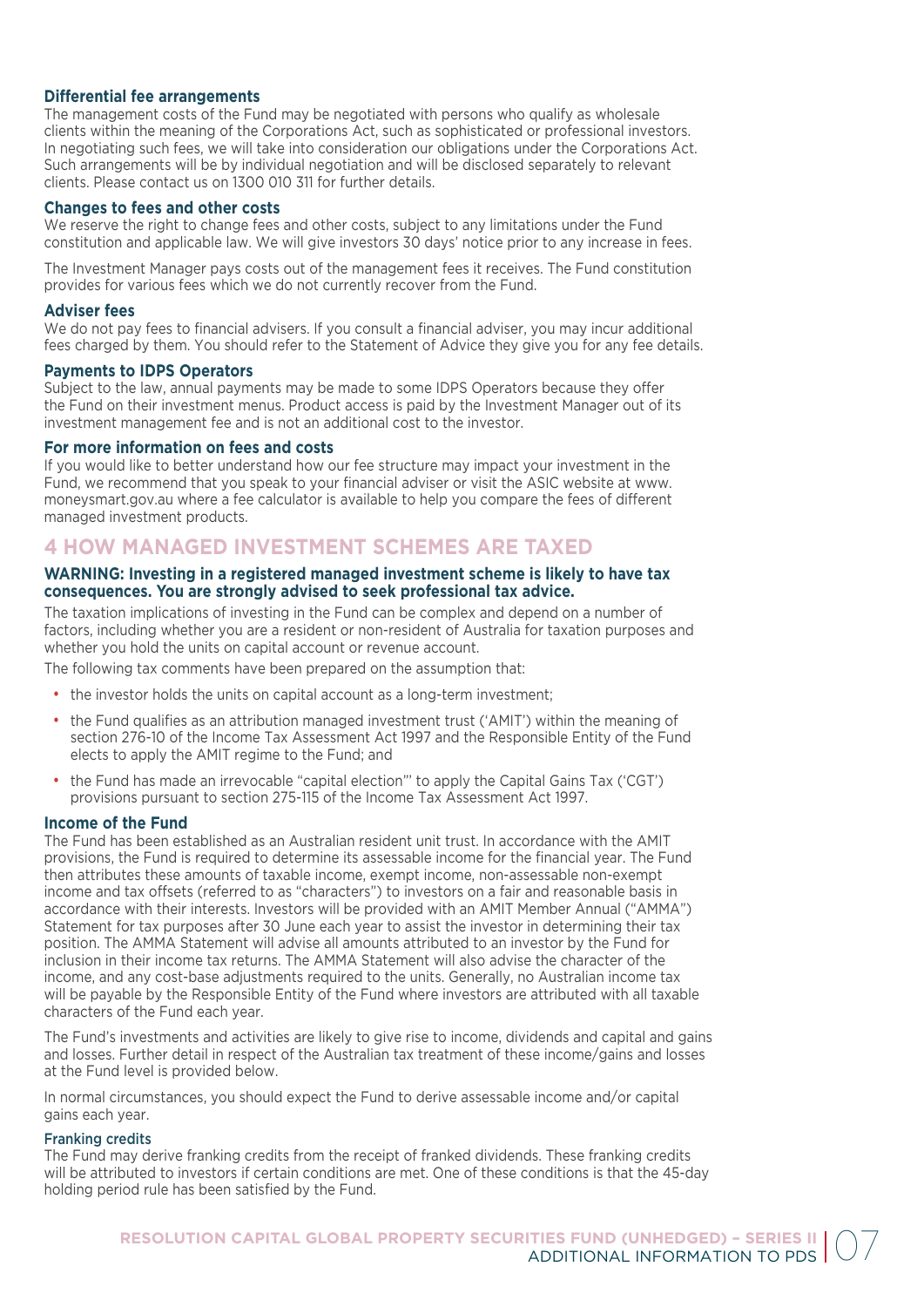### Differential fee arrangements

The management costs of the Fund may be negotiated with persons who qualify as wholesale clients within the meaning of the Corporations Act, such as sophisticated or professional investors. In negotiating such fees, we will take into consideration our obligations under the Corporations Act. Such arrangements will be by individual negotiation and will be disclosed separately to relevant clients. Please contact us on 1300 010 311 for further details.

### Changes to fees and other costs

We reserve the right to change fees and other costs, subject to any limitations under the Fund constitution and applicable law. We will give investors 30 days' notice prior to any increase in fees.

The Investment Manager pays costs out of the management fees it receives. The Fund constitution provides for various fees which we do not currently recover from the Fund.

### Adviser fees

We do not pay fees to financial advisers. If you consult a financial adviser, you may incur additional fees charged by them. You should refer to the Statement of Advice they give you for any fee details.

### Payments to IDPS Operators

Subject to the law, annual payments may be made to some IDPS Operators because they offer the Fund on their investment menus. Product access is paid by the Investment Manager out of its investment management fee and is not an additional cost to the investor.

### For more information on fees and costs

If you would like to better understand how our fee structure may impact your investment in the Fund, we recommend that you speak to your financial adviser or visit the ASIC website at www.moneysmart.gov.au where a fee calculator is available to help you compare the fees of different managed investment products.

## 4 HOW MANAGED INVESTMENT SCHEMES ARE TAXED

**WARNING: Investing in a registered managed investment scheme is likely to have tax consequences. You are strongly advised to seek professional tax advice.**

The taxation implications of investing in the Fund can be complex and depend on a number of factors, including whether you are a resident or non-resident of Australia for taxation purposes and whether you hold the units on capital account or revenue account.

The following tax comments have been prepared on the assumption that:

- the investor holds the units on capital account as a long-term investment;
- the Fund qualifies as an attribution managed investment trust ('AMIT') within the meaning of section 276-10 of the Income Tax Assessment Act 1997 and the Responsible Entity of the Fund elects to apply the AMIT regime to the Fund; and
- the Fund has made an irrevocable "capital election"' to apply the Capital Gains Tax ('CGT') provisions pursuant to section 275-115 of the Income Tax Assessment Act 1997.

### Income of the Fund

The Fund has been established as an Australian resident unit trust. In accordance with the AMIT provisions, the Fund is required to determine its assessable income for the financial year. The Fund then attributes these amounts of taxable income, exempt income, non-assessable non-exempt income and tax offsets (referred to as "characters") to investors on a fair and reasonable basis in accordance with their interests. Investors will be provided with an AMIT Member Annual ("AMMA") Statement for tax purposes after 30 June each year to assist the investor in determining their tax position. The AMMA Statement will advise all amounts attributed to an investor by the Fund for inclusion in their income tax returns. The AMMA Statement will also advise the character of the income, and any cost-base adjustments required to the units. Generally, no Australian income tax will be payable by the Responsible Entity of the Fund where investors are attributed with all taxable characters of the Fund each year.

The Fund's investments and activities are likely to give rise to income, dividends and capital and gains and losses. Further detail in respect of the Australian tax treatment of these income/gains and losses at the Fund level is provided below.

In normal circumstances, you should expect the Fund to derive assessable income and/or capital gains each year.

#### Franking credits

The Fund may derive franking credits from the receipt of franked dividends. These franking credits will be attributed to investors if certain conditions are met. One of these conditions is that the 45-day holding period rule has been satisfied by the Fund.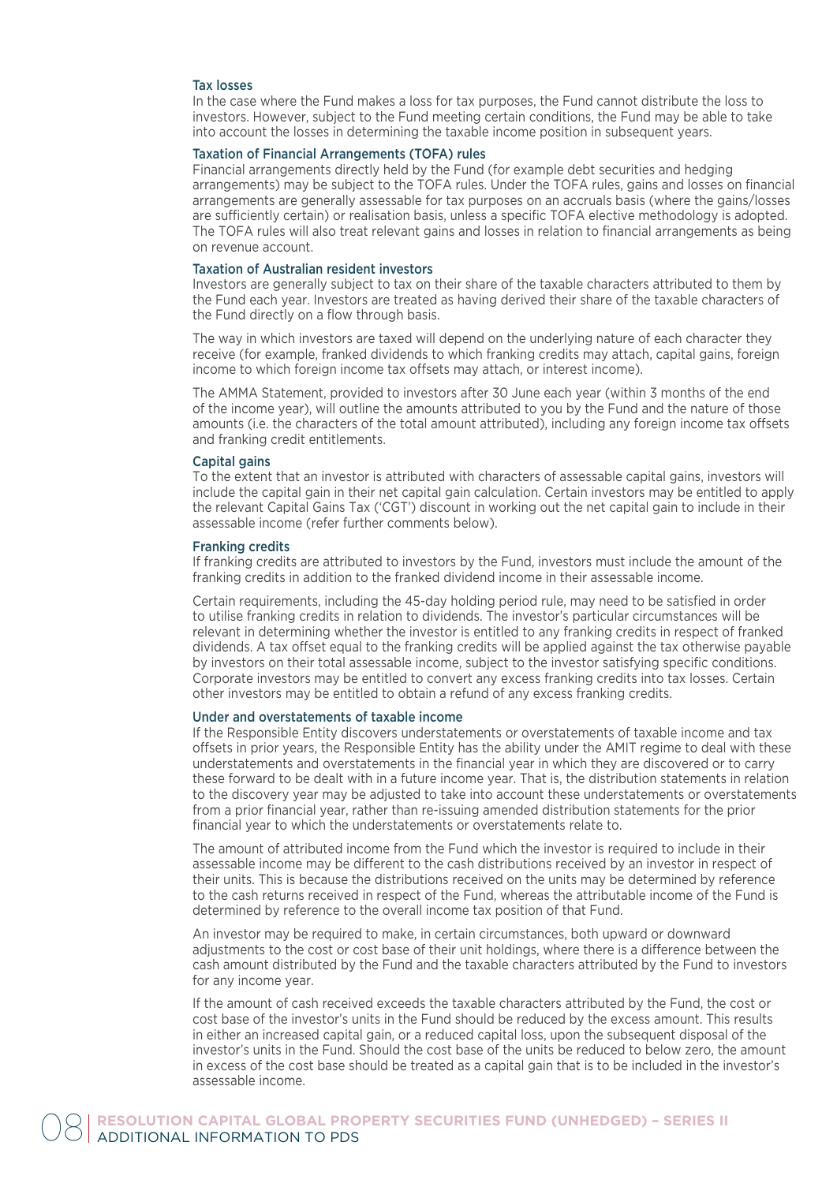### Tax losses

In the case where the Fund makes a loss for tax purposes, the Fund cannot distribute the loss to investors. However, subject to the Fund meeting certain conditions, the Fund may be able to take into account the losses in determining the taxable income position in subsequent years.

### Taxation of Financial Arrangements (TOFA) rules

Financial arrangements directly held by the Fund (for example debt securities and hedging arrangements) may be subject to the TOFA rules. Under the TOFA rules, gains and losses on financial arrangements are generally assessable for tax purposes on an accruals basis (where the gains/losses are sufficiently certain) or realisation basis, unless a specific TOFA elective methodology is adopted. The TOFA rules will also treat relevant gains and losses in relation to financial arrangements as being on revenue account.

### Taxation of Australian resident investors

Investors are generally subject to tax on their share of the taxable characters attributed to them by the Fund each year. Investors are treated as having derived their share of the taxable characters of the Fund directly on a flow through basis.

The way in which investors are taxed will depend on the underlying nature of each character they receive (for example, franked dividends to which franking credits may attach, capital gains, foreign income to which foreign income tax offsets may attach, or interest income).

The AMMA Statement, provided to investors after 30 June each year (within 3 months of the end of the income year), will outline the amounts attributed to you by the Fund and the nature of those amounts (i.e. the characters of the total amount attributed), including any foreign income tax offsets and franking credit entitlements.

### Capital gains

To the extent that an investor is attributed with characters of assessable capital gains, investors will include the capital gain in their net capital gain calculation. Certain investors may be entitled to apply the relevant Capital Gains Tax ('CGT') discount in working out the net capital gain to include in their assessable income (refer further comments below).

### Franking credits

If franking credits are attributed to investors by the Fund, investors must include the amount of the franking credits in addition to the franked dividend income in their assessable income.

Certain requirements, including the 45-day holding period rule, may need to be satisfied in order to utilise franking credits in relation to dividends. The investor's particular circumstances will be relevant in determining whether the investor is entitled to any franking credits in respect of franked dividends. A tax offset equal to the franking credits will be applied against the tax otherwise payable by investors on their total assessable income, subject to the investor satisfying specific conditions. Corporate investors may be entitled to convert any excess franking credits into tax losses. Certain other investors may be entitled to obtain a refund of any excess franking credits.

### Under and overstatements of taxable income

If the Responsible Entity discovers understatements or overstatements of taxable income and tax offsets in prior years, the Responsible Entity has the ability under the AMIT regime to deal with these understatements and overstatements in the financial year in which they are discovered or to carry these forward to be dealt with in a future income year. That is, the distribution statements in relation to the discovery year may be adjusted to take into account these understatements or overstatements from a prior financial year, rather than re-issuing amended distribution statements for the prior financial year to which the understatements or overstatements relate to.

The amount of attributed income from the Fund which the investor is required to include in their assessable income may be different to the cash distributions received by an investor in respect of their units. This is because the distributions received on the units may be determined by reference to the cash returns received in respect of the Fund, whereas the attributable income of the Fund is determined by reference to the overall income tax position of that Fund.

An investor may be required to make, in certain circumstances, both upward or downward adjustments to the cost or cost base of their unit holdings, where there is a difference between the cash amount distributed by the Fund and the taxable characters attributed by the Fund to investors for any income year.

If the amount of cash received exceeds the taxable characters attributed by the Fund, the cost or cost base of the investor's units in the Fund should be reduced by the excess amount. This results in either an increased capital gain, or a reduced capital loss, upon the subsequent disposal of the investor's units in the Fund. Should the cost base of the units be reduced to below zero, the amount in excess of the cost base should be treated as a capital gain that is to be included in the investor's assessable income.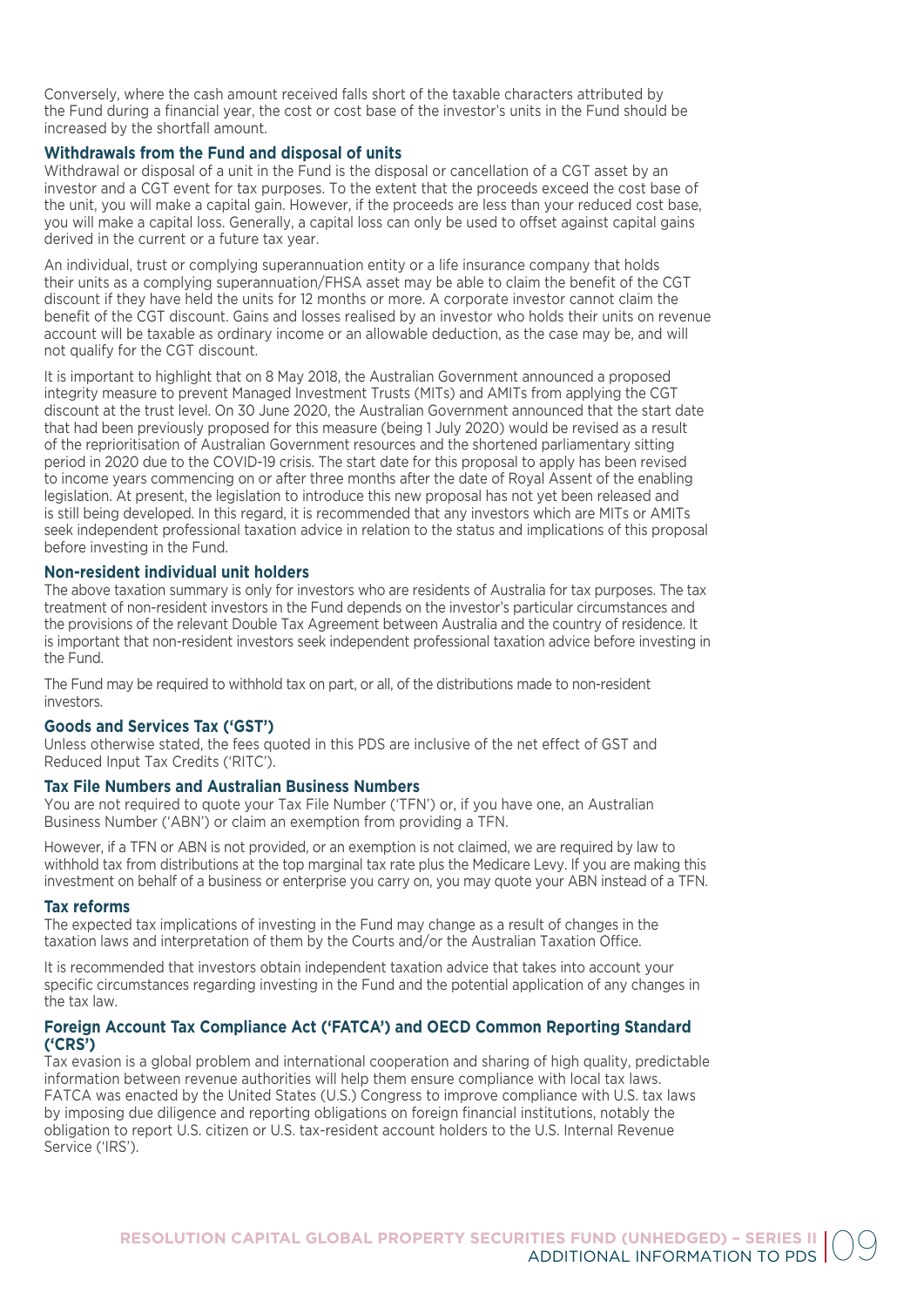Conversely, where the cash amount received falls short of the taxable characters attributed by the Fund during a financial year, the cost or cost base of the investor's units in the Fund should be increased by the shortfall amount.

### Withdrawals from the Fund and disposal of units

Withdrawal or disposal of a unit in the Fund is the disposal or cancellation of a CGT asset by an investor and a CGT event for tax purposes. To the extent that the proceeds exceed the cost base of the unit, you will make a capital gain. However, if the proceeds are less than your reduced cost base, you will make a capital loss. Generally, a capital loss can only be used to offset against capital gains derived in the current or a future tax year.

An individual, trust or complying superannuation entity or a life insurance company that holds their units as a complying superannuation/FHSA asset may be able to claim the benefit of the CGT discount if they have held the units for 12 months or more. A corporate investor cannot claim the benefit of the CGT discount. Gains and losses realised by an investor who holds their units on revenue account will be taxable as ordinary income or an allowable deduction, as the case may be, and will not qualify for the CGT discount.

It is important to highlight that on 8 May 2018, the Australian Government announced a proposed integrity measure to prevent Managed Investment Trusts (MITs) and AMITs from applying the CGT discount at the trust level. On 30 June 2020, the Australian Government announced that the start date that had been previously proposed for this measure (being 1 July 2020) would be revised as a result of the reprioritisation of Australian Government resources and the shortened parliamentary sitting period in 2020 due to the COVID-19 crisis. The start date for this proposal to apply has been revised to income years commencing on or after three months after the date of Royal Assent of the enabling legislation. At present, the legislation to introduce this new proposal has not yet been released and is still being developed. In this regard, it is recommended that any investors which are MITs or AMITs seek independent professional taxation advice in relation to the status and implications of this proposal before investing in the Fund.

### Non-resident individual unit holders

The above taxation summary is only for investors who are residents of Australia for tax purposes. The tax treatment of non-resident investors in the Fund depends on the investor's particular circumstances and the provisions of the relevant Double Tax Agreement between Australia and the country of residence. It is important that non-resident investors seek independent professional taxation advice before investing in the Fund.

The Fund may be required to withhold tax on part, or all, of the distributions made to non-resident investors.

### Goods and Services Tax ('GST')

Unless otherwise stated, the fees quoted in this PDS are inclusive of the net effect of GST and Reduced Input Tax Credits ('RITC').

### Tax File Numbers and Australian Business Numbers

You are not required to quote your Tax File Number ('TFN') or, if you have one, an Australian Business Number ('ABN') or claim an exemption from providing a TFN.

However, if a TFN or ABN is not provided, or an exemption is not claimed, we are required by law to withhold tax from distributions at the top marginal tax rate plus the Medicare Levy. If you are making this investment on behalf of a business or enterprise you carry on, you may quote your ABN instead of a TFN.

### Tax reforms

The expected tax implications of investing in the Fund may change as a result of changes in the taxation laws and interpretation of them by the Courts and/or the Australian Taxation Office.

It is recommended that investors obtain independent taxation advice that takes into account your specific circumstances regarding investing in the Fund and the potential application of any changes in the tax law.

### Foreign Account Tax Compliance Act ('FATCA') and OECD Common Reporting Standard ('CRS')

Tax evasion is a global problem and international cooperation and sharing of high quality, predictable information between revenue authorities will help them ensure compliance with local tax laws. FATCA was enacted by the United States (U.S.) Congress to improve compliance with U.S. tax laws by imposing due diligence and reporting obligations on foreign financial institutions, notably the obligation to report U.S. citizen or U.S. tax-resident account holders to the U.S. Internal Revenue Service ('IRS').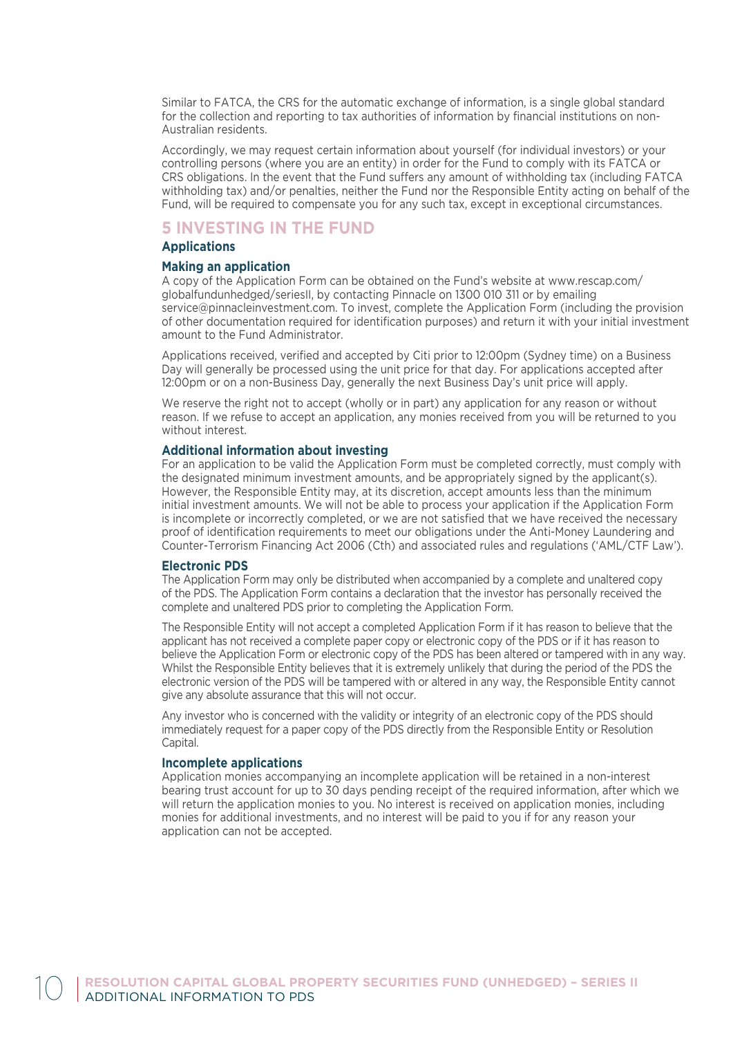Similar to FATCA, the CRS for the automatic exchange of information, is a single global standard for the collection and reporting to tax authorities of information by financial institutions on non-Australian residents.

Accordingly, we may request certain information about yourself (for individual investors) or your controlling persons (where you are an entity) in order for the Fund to comply with its FATCA or CRS obligations. In the event that the Fund suffers any amount of withholding tax (including FATCA withholding tax) and/or penalties, neither the Fund nor the Responsible Entity acting on behalf of the Fund, will be required to compensate you for any such tax, except in exceptional circumstances.

# 5 INVESTING IN THE FUND

## Applications

### Making an application

A copy of the Application Form can be obtained on the Fund's website at www.rescap.com/globalfundunhedged/seriesII, by contacting Pinnacle on 1300 010 311 or by emailing service@pinnacleinvestment.com. To invest, complete the Application Form (including the provision of other documentation required for identification purposes) and return it with your initial investment amount to the Fund Administrator.

Applications received, verified and accepted by Citi prior to 12:00pm (Sydney time) on a Business Day will generally be processed using the unit price for that day. For applications accepted after 12:00pm or on a non-Business Day, generally the next Business Day's unit price will apply.

We reserve the right not to accept (wholly or in part) any application for any reason or without reason. If we refuse to accept an application, any monies received from you will be returned to you without interest.

### Additional information about investing

For an application to be valid the Application Form must be completed correctly, must comply with the designated minimum investment amounts, and be appropriately signed by the applicant(s). However, the Responsible Entity may, at its discretion, accept amounts less than the minimum initial investment amounts. We will not be able to process your application if the Application Form is incomplete or incorrectly completed, or we are not satisfied that we have received the necessary proof of identification requirements to meet our obligations under the Anti-Money Laundering and Counter-Terrorism Financing Act 2006 (Cth) and associated rules and regulations ('AML/CTF Law').

### Electronic PDS

The Application Form may only be distributed when accompanied by a complete and unaltered copy of the PDS. The Application Form contains a declaration that the investor has personally received the complete and unaltered PDS prior to completing the Application Form.

The Responsible Entity will not accept a completed Application Form if it has reason to believe that the applicant has not received a complete paper copy or electronic copy of the PDS or if it has reason to believe the Application Form or electronic copy of the PDS has been altered or tampered with in any way. Whilst the Responsible Entity believes that it is extremely unlikely that during the period of the PDS the electronic version of the PDS will be tampered with or altered in any way, the Responsible Entity cannot give any absolute assurance that this will not occur.

Any investor who is concerned with the validity or integrity of an electronic copy of the PDS should immediately request for a paper copy of the PDS directly from the Responsible Entity or Resolution Capital.

### Incomplete applications

Application monies accompanying an incomplete application will be retained in a non-interest bearing trust account for up to 30 days pending receipt of the required information, after which we will return the application monies to you. No interest is received on application monies, including monies for additional investments, and no interest will be paid to you if for any reason your application can not be accepted.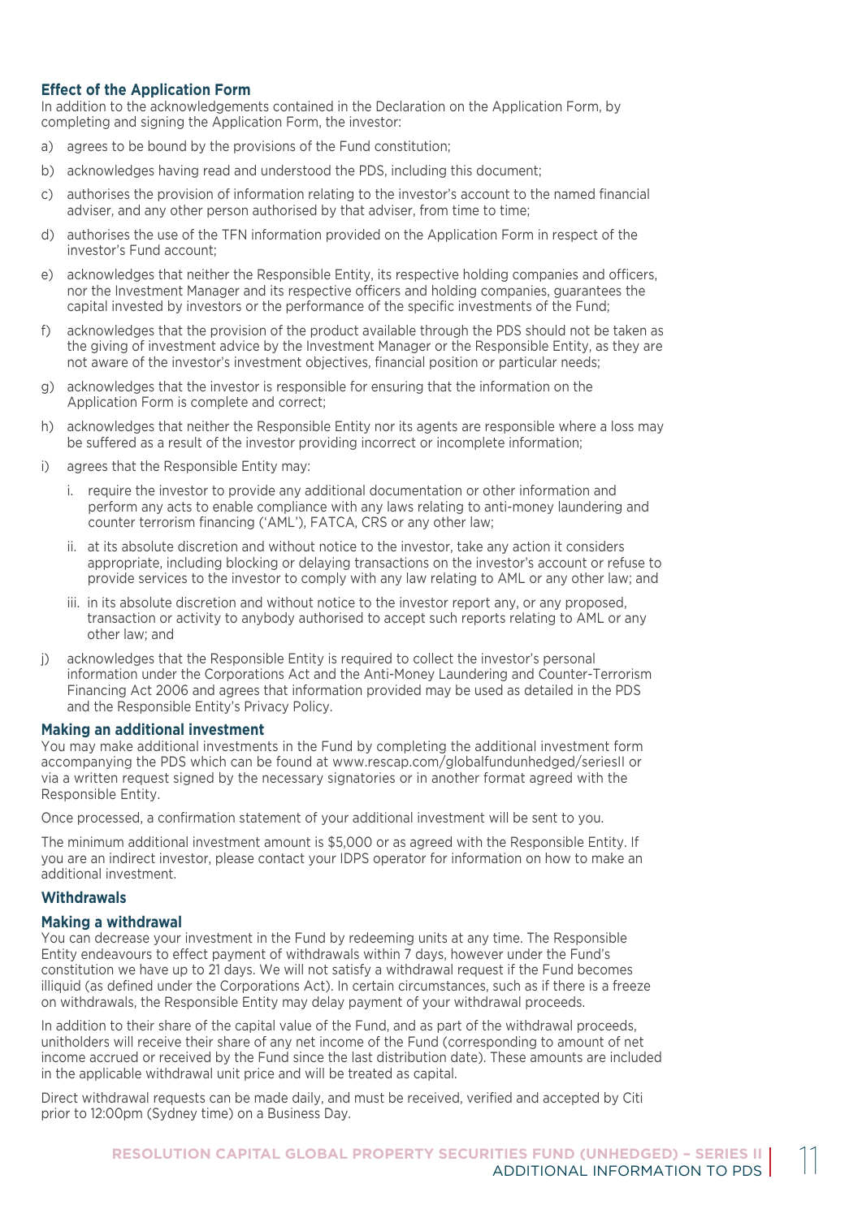### Effect of the Application Form

In addition to the acknowledgements contained in the Declaration on the Application Form, by completing and signing the Application Form, the investor:

a) agrees to be bound by the provisions of the Fund constitution;

b) acknowledges having read and understood the PDS, including this document;

c) authorises the provision of information relating to the investor's account to the named financial adviser, and any other person authorised by that adviser, from time to time;

d) authorises the use of the TFN information provided on the Application Form in respect of the investor's Fund account;

e) acknowledges that neither the Responsible Entity, its respective holding companies and officers, nor the Investment Manager and its respective officers and holding companies, guarantees the capital invested by investors or the performance of the specific investments of the Fund;

f) acknowledges that the provision of the product available through the PDS should not be taken as the giving of investment advice by the Investment Manager or the Responsible Entity, as they are not aware of the investor's investment objectives, financial position or particular needs;

g) acknowledges that the investor is responsible for ensuring that the information on the Application Form is complete and correct;

h) acknowledges that neither the Responsible Entity nor its agents are responsible where a loss may be suffered as a result of the investor providing incorrect or incomplete information;

i) agrees that the Responsible Entity may:

   i. require the investor to provide any additional documentation or other information and perform any acts to enable compliance with any laws relating to anti-money laundering and counter terrorism financing ('AML'), FATCA, CRS or any other law;

   ii. at its absolute discretion and without notice to the investor, take any action it considers appropriate, including blocking or delaying transactions on the investor's account or refuse to provide services to the investor to comply with any law relating to AML or any other law; and

   iii. in its absolute discretion and without notice to the investor report any, or any proposed, transaction or activity to anybody authorised to accept such reports relating to AML or any other law; and

j) acknowledges that the Responsible Entity is required to collect the investor's personal information under the Corporations Act and the Anti-Money Laundering and Counter-Terrorism Financing Act 2006 and agrees that information provided may be used as detailed in the PDS and the Responsible Entity's Privacy Policy.

### Making an additional investment

You may make additional investments in the Fund by completing the additional investment form accompanying the PDS which can be found at www.rescap.com/globalfundunhedged/seriesII or via a written request signed by the necessary signatories or in another format agreed with the Responsible Entity.

Once processed, a confirmation statement of your additional investment will be sent to you.

The minimum additional investment amount is $5,000 or as agreed with the Responsible Entity. If you are an indirect investor, please contact your IDPS operator for information on how to make an additional investment.

### Withdrawals

### Making a withdrawal

You can decrease your investment in the Fund by redeeming units at any time. The Responsible Entity endeavours to effect payment of withdrawals within 7 days, however under the Fund's constitution we have up to 21 days. We will not satisfy a withdrawal request if the Fund becomes illiquid (as defined under the Corporations Act). In certain circumstances, such as if there is a freeze on withdrawals, the Responsible Entity may delay payment of your withdrawal proceeds.

In addition to their share of the capital value of the Fund, and as part of the withdrawal proceeds, unitholders will receive their share of any net income of the Fund (corresponding to amount of net income accrued or received by the Fund since the last distribution date). These amounts are included in the applicable withdrawal unit price and will be treated as capital.

Direct withdrawal requests can be made daily, and must be received, verified and accepted by Citi prior to 12:00pm (Sydney time) on a Business Day.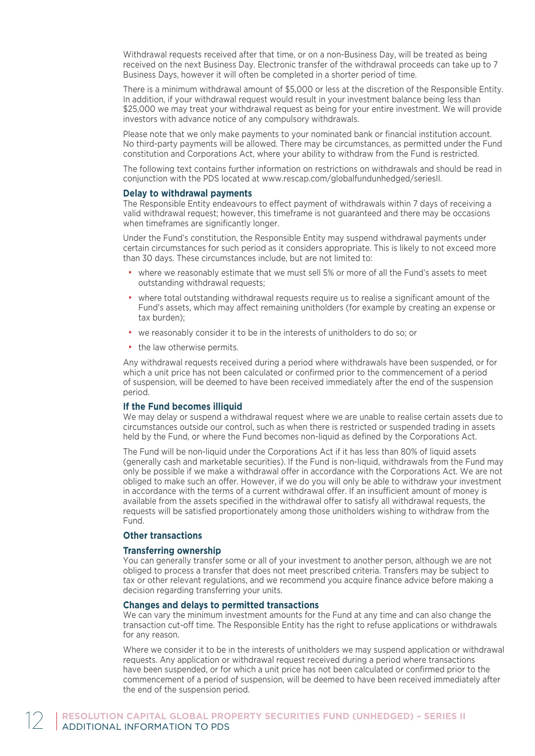Withdrawal requests received after that time, or on a non-Business Day, will be treated as being received on the next Business Day. Electronic transfer of the withdrawal proceeds can take up to 7 Business Days, however it will often be completed in a shorter period of time.

There is a minimum withdrawal amount of $5,000 or less at the discretion of the Responsible Entity. In addition, if your withdrawal request would result in your investment balance being less than $25,000 we may treat your withdrawal request as being for your entire investment. We will provide investors with advance notice of any compulsory withdrawals.

Please note that we only make payments to your nominated bank or financial institution account. No third-party payments will be allowed. There may be circumstances, as permitted under the Fund constitution and Corporations Act, where your ability to withdraw from the Fund is restricted.

The following text contains further information on restrictions on withdrawals and should be read in conjunction with the PDS located at www.rescap.com/globalfundunhedged/seriesII.

### Delay to withdrawal payments

The Responsible Entity endeavours to effect payment of withdrawals within 7 days of receiving a valid withdrawal request; however, this timeframe is not guaranteed and there may be occasions when timeframes are significantly longer.

Under the Fund's constitution, the Responsible Entity may suspend withdrawal payments under certain circumstances for such period as it considers appropriate. This is likely to not exceed more than 30 days. These circumstances include, but are not limited to:

- where we reasonably estimate that we must sell 5% or more of all the Fund's assets to meet outstanding withdrawal requests;
- where total outstanding withdrawal requests require us to realise a significant amount of the Fund's assets, which may affect remaining unitholders (for example by creating an expense or tax burden);
- we reasonably consider it to be in the interests of unitholders to do so; or
- the law otherwise permits.

Any withdrawal requests received during a period where withdrawals have been suspended, or for which a unit price has not been calculated or confirmed prior to the commencement of a period of suspension, will be deemed to have been received immediately after the end of the suspension period.

### If the Fund becomes illiquid

We may delay or suspend a withdrawal request where we are unable to realise certain assets due to circumstances outside our control, such as when there is restricted or suspended trading in assets held by the Fund, or where the Fund becomes non-liquid as defined by the Corporations Act.

The Fund will be non-liquid under the Corporations Act if it has less than 80% of liquid assets (generally cash and marketable securities). If the Fund is non-liquid, withdrawals from the Fund may only be possible if we make a withdrawal offer in accordance with the Corporations Act. We are not obliged to make such an offer. However, if we do you will only be able to withdraw your investment in accordance with the terms of a current withdrawal offer. If an insufficient amount of money is available from the assets specified in the withdrawal offer to satisfy all withdrawal requests, the requests will be satisfied proportionately among those unitholders wishing to withdraw from the Fund.

### Other transactions

### Transferring ownership

You can generally transfer some or all of your investment to another person, although we are not obliged to process a transfer that does not meet prescribed criteria. Transfers may be subject to tax or other relevant regulations, and we recommend you acquire finance advice before making a decision regarding transferring your units.

### Changes and delays to permitted transactions

We can vary the minimum investment amounts for the Fund at any time and can also change the transaction cut-off time. The Responsible Entity has the right to refuse applications or withdrawals for any reason.

Where we consider it to be in the interests of unitholders we may suspend application or withdrawal requests. Any application or withdrawal request received during a period where transactions have been suspended, or for which a unit price has not been calculated or confirmed prior to the commencement of a period of suspension, will be deemed to have been received immediately after the end of the suspension period.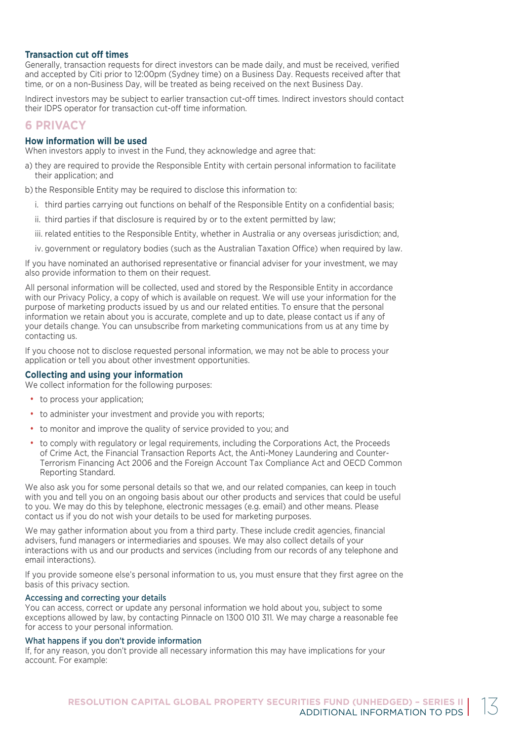### Transaction cut off times

Generally, transaction requests for direct investors can be made daily, and must be received, verified and accepted by Citi prior to 12:00pm (Sydney time) on a Business Day. Requests received after that time, or on a non-Business Day, will be treated as being received on the next Business Day.

Indirect investors may be subject to earlier transaction cut-off times. Indirect investors should contact their IDPS operator for transaction cut-off time information.

## 6 PRIVACY

### How information will be used

When investors apply to invest in the Fund, they acknowledge and agree that:

a) they are required to provide the Responsible Entity with certain personal information to facilitate their application; and

b) the Responsible Entity may be required to disclose this information to:

  i. third parties carrying out functions on behalf of the Responsible Entity on a confidential basis;

  ii. third parties if that disclosure is required by or to the extent permitted by law;

  iii. related entities to the Responsible Entity, whether in Australia or any overseas jurisdiction; and,

  iv. government or regulatory bodies (such as the Australian Taxation Office) when required by law.

If you have nominated an authorised representative or financial adviser for your investment, we may also provide information to them on their request.

All personal information will be collected, used and stored by the Responsible Entity in accordance with our Privacy Policy, a copy of which is available on request. We will use your information for the purpose of marketing products issued by us and our related entities. To ensure that the personal information we retain about you is accurate, complete and up to date, please contact us if any of your details change. You can unsubscribe from marketing communications from us at any time by contacting us.

If you choose not to disclose requested personal information, we may not be able to process your application or tell you about other investment opportunities.

### Collecting and using your information

We collect information for the following purposes:

- to process your application;
- to administer your investment and provide you with reports;
- to monitor and improve the quality of service provided to you; and
- to comply with regulatory or legal requirements, including the Corporations Act, the Proceeds of Crime Act, the Financial Transaction Reports Act, the Anti-Money Laundering and Counter-Terrorism Financing Act 2006 and the Foreign Account Tax Compliance Act and OECD Common Reporting Standard.

We also ask you for some personal details so that we, and our related companies, can keep in touch with you and tell you on an ongoing basis about our other products and services that could be useful to you. We may do this by telephone, electronic messages (e.g. email) and other means. Please contact us if you do not wish your details to be used for marketing purposes.

We may gather information about you from a third party. These include credit agencies, financial advisers, fund managers or intermediaries and spouses. We may also collect details of your interactions with us and our products and services (including from our records of any telephone and email interactions).

If you provide someone else's personal information to us, you must ensure that they first agree on the basis of this privacy section.

#### Accessing and correcting your details

You can access, correct or update any personal information we hold about you, subject to some exceptions allowed by law, by contacting Pinnacle on 1300 010 311. We may charge a reasonable fee for access to your personal information.

#### What happens if you don't provide information

If, for any reason, you don't provide all necessary information this may have implications for your account. For example: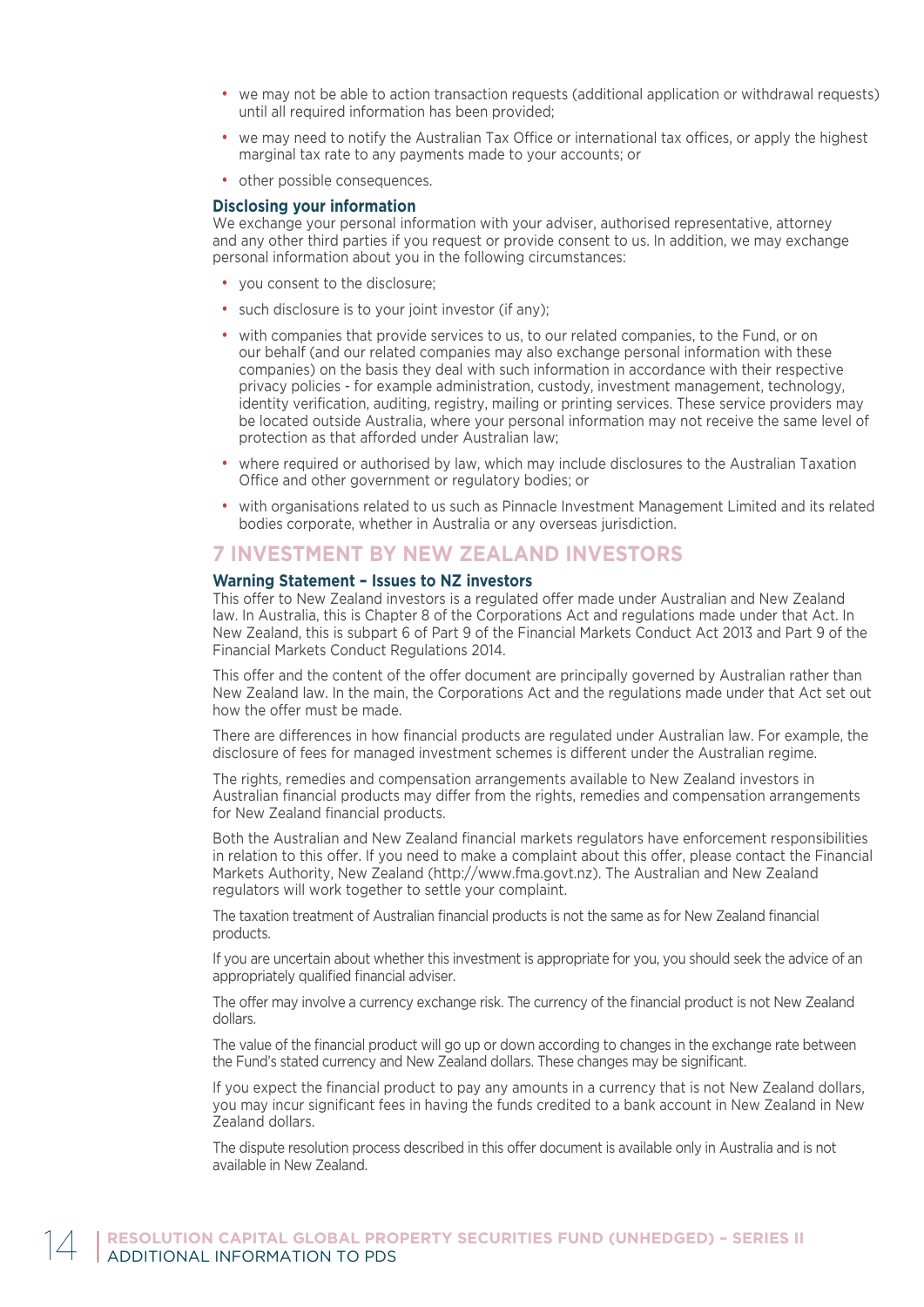- we may not be able to action transaction requests (additional application or withdrawal requests) until all required information has been provided;
- we may need to notify the Australian Tax Office or international tax offices, or apply the highest marginal tax rate to any payments made to your accounts; or
- other possible consequences.

### Disclosing your information

We exchange your personal information with your adviser, authorised representative, attorney and any other third parties if you request or provide consent to us. In addition, we may exchange personal information about you in the following circumstances:

- you consent to the disclosure;
- such disclosure is to your joint investor (if any);
- with companies that provide services to us, to our related companies, to the Fund, or on our behalf (and our related companies may also exchange personal information with these companies) on the basis they deal with such information in accordance with their respective privacy policies - for example administration, custody, investment management, technology, identity verification, auditing, registry, mailing or printing services. These service providers may be located outside Australia, where your personal information may not receive the same level of protection as that afforded under Australian law;
- where required or authorised by law, which may include disclosures to the Australian Taxation Office and other government or regulatory bodies; or
- with organisations related to us such as Pinnacle Investment Management Limited and its related bodies corporate, whether in Australia or any overseas jurisdiction.

## 7 INVESTMENT BY NEW ZEALAND INVESTORS

### Warning Statement – Issues to NZ investors

This offer to New Zealand investors is a regulated offer made under Australian and New Zealand law. In Australia, this is Chapter 8 of the Corporations Act and regulations made under that Act. In New Zealand, this is subpart 6 of Part 9 of the Financial Markets Conduct Act 2013 and Part 9 of the Financial Markets Conduct Regulations 2014.

This offer and the content of the offer document are principally governed by Australian rather than New Zealand law. In the main, the Corporations Act and the regulations made under that Act set out how the offer must be made.

There are differences in how financial products are regulated under Australian law. For example, the disclosure of fees for managed investment schemes is different under the Australian regime.

The rights, remedies and compensation arrangements available to New Zealand investors in Australian financial products may differ from the rights, remedies and compensation arrangements for New Zealand financial products.

Both the Australian and New Zealand financial markets regulators have enforcement responsibilities in relation to this offer. If you need to make a complaint about this offer, please contact the Financial Markets Authority, New Zealand (http://www.fma.govt.nz). The Australian and New Zealand regulators will work together to settle your complaint.

The taxation treatment of Australian financial products is not the same as for New Zealand financial products.

If you are uncertain about whether this investment is appropriate for you, you should seek the advice of an appropriately qualified financial adviser.

The offer may involve a currency exchange risk. The currency of the financial product is not New Zealand dollars.

The value of the financial product will go up or down according to changes in the exchange rate between the Fund's stated currency and New Zealand dollars. These changes may be significant.

If you expect the financial product to pay any amounts in a currency that is not New Zealand dollars, you may incur significant fees in having the funds credited to a bank account in New Zealand in New Zealand dollars.

The dispute resolution process described in this offer document is available only in Australia and is not available in New Zealand.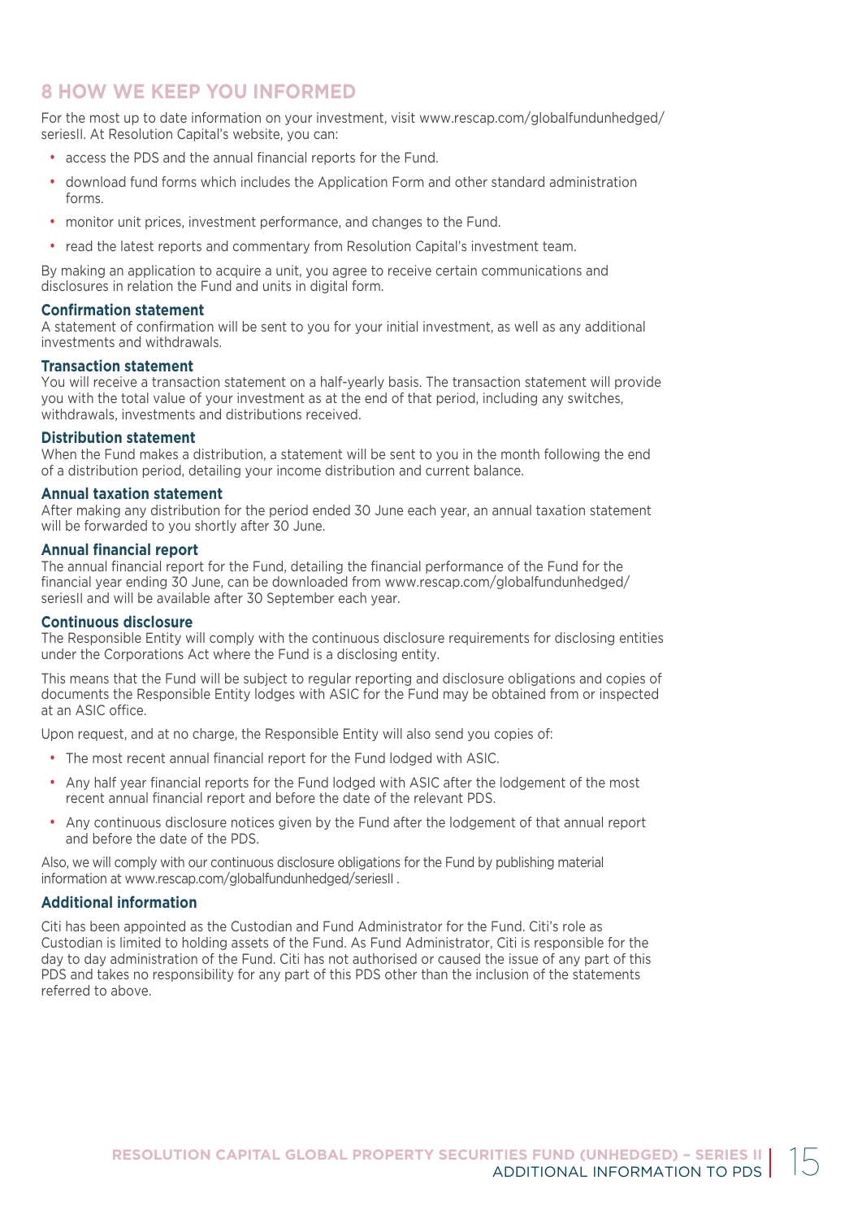## 8 HOW WE KEEP YOU INFORMED

For the most up to date information on your investment, visit www.rescap.com/globalfundunhedged/seriesII. At Resolution Capital's website, you can:

- access the PDS and the annual financial reports for the Fund.
- download fund forms which includes the Application Form and other standard administration forms.
- monitor unit prices, investment performance, and changes to the Fund.
- read the latest reports and commentary from Resolution Capital's investment team.

By making an application to acquire a unit, you agree to receive certain communications and disclosures in relation the Fund and units in digital form.

### Confirmation statement

A statement of confirmation will be sent to you for your initial investment, as well as any additional investments and withdrawals.

### Transaction statement

You will receive a transaction statement on a half-yearly basis. The transaction statement will provide you with the total value of your investment as at the end of that period, including any switches, withdrawals, investments and distributions received.

### Distribution statement

When the Fund makes a distribution, a statement will be sent to you in the month following the end of a distribution period, detailing your income distribution and current balance.

### Annual taxation statement

After making any distribution for the period ended 30 June each year, an annual taxation statement will be forwarded to you shortly after 30 June.

### Annual financial report

The annual financial report for the Fund, detailing the financial performance of the Fund for the financial year ending 30 June, can be downloaded from www.rescap.com/globalfundunhedged/seriesII and will be available after 30 September each year.

### Continuous disclosure

The Responsible Entity will comply with the continuous disclosure requirements for disclosing entities under the Corporations Act where the Fund is a disclosing entity.

This means that the Fund will be subject to regular reporting and disclosure obligations and copies of documents the Responsible Entity lodges with ASIC for the Fund may be obtained from or inspected at an ASIC office.

Upon request, and at no charge, the Responsible Entity will also send you copies of:

- The most recent annual financial report for the Fund lodged with ASIC.
- Any half year financial reports for the Fund lodged with ASIC after the lodgement of the most recent annual financial report and before the date of the relevant PDS.
- Any continuous disclosure notices given by the Fund after the lodgement of that annual report and before the date of the PDS.

Also, we will comply with our continuous disclosure obligations for the Fund by publishing material information at www.rescap.com/globalfundunhedged/seriesII .

### Additional information

Citi has been appointed as the Custodian and Fund Administrator for the Fund. Citi's role as Custodian is limited to holding assets of the Fund. As Fund Administrator, Citi is responsible for the day to day administration of the Fund. Citi has not authorised or caused the issue of any part of this PDS and takes no responsibility for any part of this PDS other than the inclusion of the statements referred to above.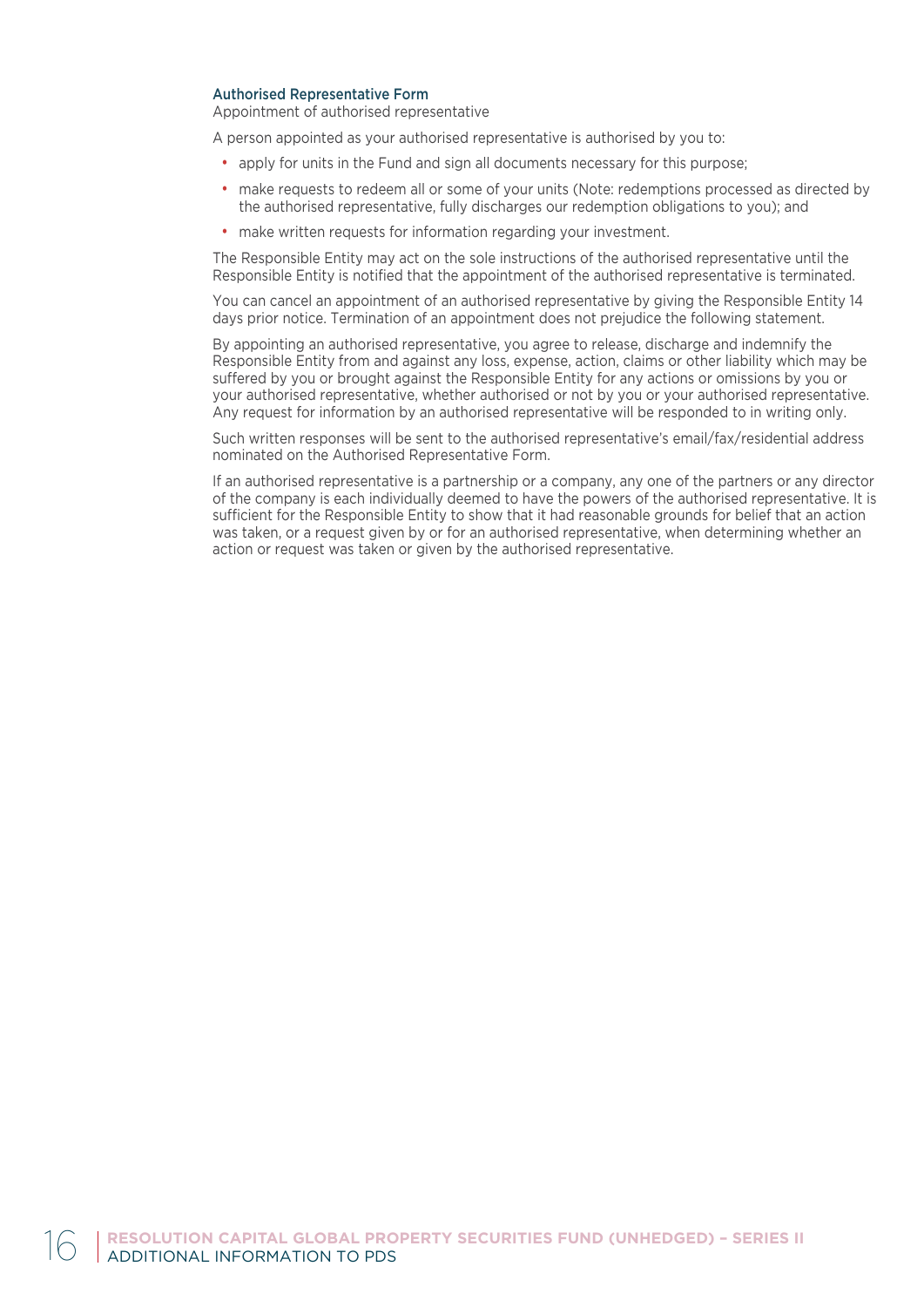### Authorised Representative Form

Appointment of authorised representative

A person appointed as your authorised representative is authorised by you to:

- apply for units in the Fund and sign all documents necessary for this purpose;
- make requests to redeem all or some of your units (Note: redemptions processed as directed by the authorised representative, fully discharges our redemption obligations to you); and
- make written requests for information regarding your investment.

The Responsible Entity may act on the sole instructions of the authorised representative until the Responsible Entity is notified that the appointment of the authorised representative is terminated.

You can cancel an appointment of an authorised representative by giving the Responsible Entity 14 days prior notice. Termination of an appointment does not prejudice the following statement.

By appointing an authorised representative, you agree to release, discharge and indemnify the Responsible Entity from and against any loss, expense, action, claims or other liability which may be suffered by you or brought against the Responsible Entity for any actions or omissions by you or your authorised representative, whether authorised or not by you or your authorised representative. Any request for information by an authorised representative will be responded to in writing only.

Such written responses will be sent to the authorised representative's email/fax/residential address nominated on the Authorised Representative Form.

If an authorised representative is a partnership or a company, any one of the partners or any director of the company is each individually deemed to have the powers of the authorised representative. It is sufficient for the Responsible Entity to show that it had reasonable grounds for belief that an action was taken, or a request given by or for an authorised representative, when determining whether an action or request was taken or given by the authorised representative.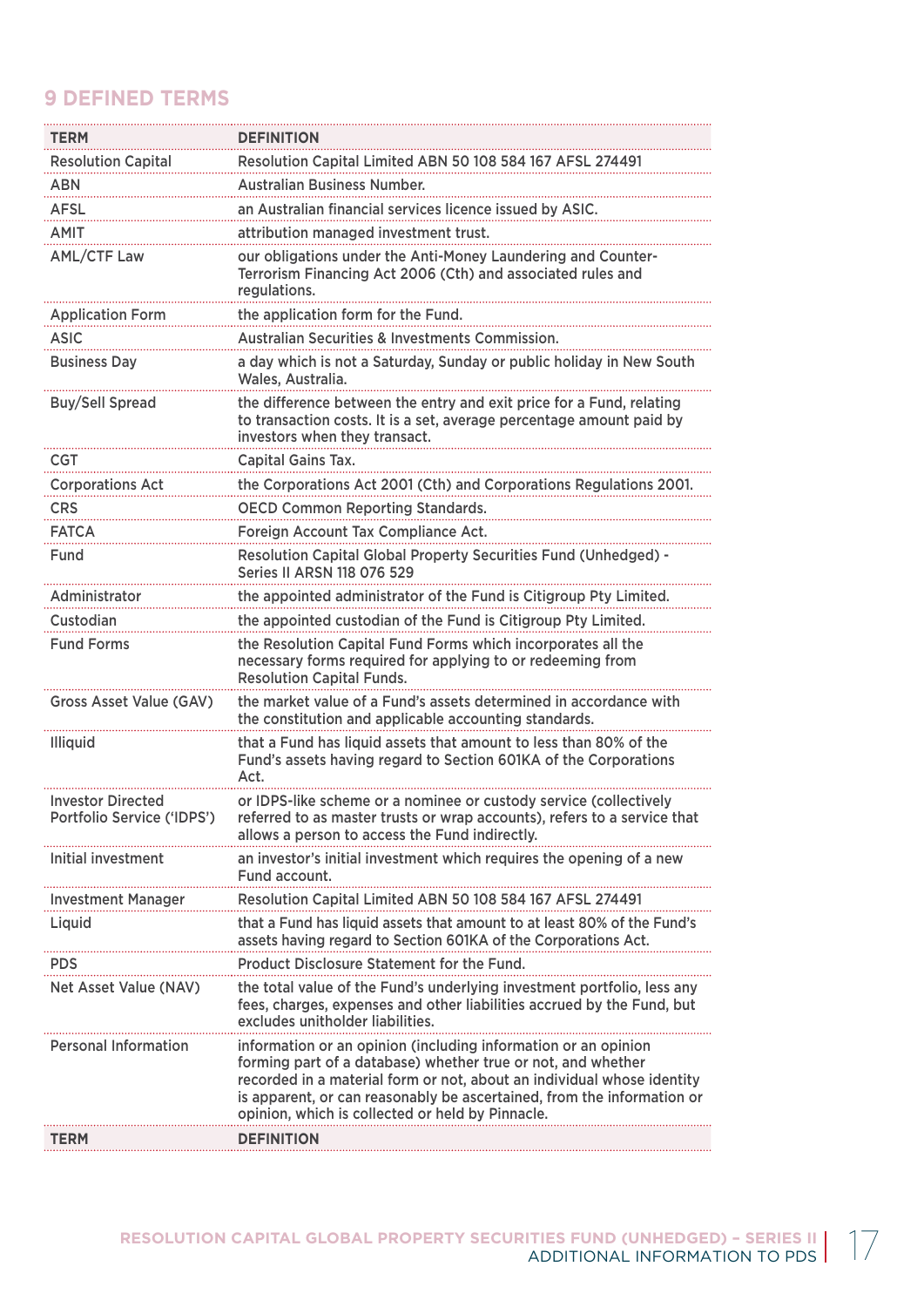## 9 DEFINED TERMS

| TERM | DEFINITION |
|---|---|
| Resolution Capital | Resolution Capital Limited ABN 50 108 584 167 AFSL 274491 |
| ABN | Australian Business Number. |
| AFSL | an Australian financial services licence issued by ASIC. |
| AMIT | attribution managed investment trust. |
| AML/CTF Law | our obligations under the Anti-Money Laundering and Counter-Terrorism Financing Act 2006 (Cth) and associated rules and regulations. |
| Application Form | the application form for the Fund. |
| ASIC | Australian Securities & Investments Commission. |
| Business Day | a day which is not a Saturday, Sunday or public holiday in New South Wales, Australia. |
| Buy/Sell Spread | the difference between the entry and exit price for a Fund, relating to transaction costs. It is a set, average percentage amount paid by investors when they transact. |
| CGT | Capital Gains Tax. |
| Corporations Act | the Corporations Act 2001 (Cth) and Corporations Regulations 2001. |
| CRS | OECD Common Reporting Standards. |
| FATCA | Foreign Account Tax Compliance Act. |
| Fund | Resolution Capital Global Property Securities Fund (Unhedged) - Series II ARSN 118 076 529 |
| Administrator | the appointed administrator of the Fund is Citigroup Pty Limited. |
| Custodian | the appointed custodian of the Fund is Citigroup Pty Limited. |
| Fund Forms | the Resolution Capital Fund Forms which incorporates all the necessary forms required for applying to or redeeming from Resolution Capital Funds. |
| Gross Asset Value (GAV) | the market value of a Fund's assets determined in accordance with the constitution and applicable accounting standards. |
| Illiquid | that a Fund has liquid assets that amount to less than 80% of the Fund's assets having regard to Section 601KA of the Corporations Act. |
| Investor Directed Portfolio Service ('IDPS') | or IDPS-like scheme or a nominee or custody service (collectively referred to as master trusts or wrap accounts), refers to a service that allows a person to access the Fund indirectly. |
| Initial investment | an investor's initial investment which requires the opening of a new Fund account. |
| Investment Manager | Resolution Capital Limited ABN 50 108 584 167 AFSL 274491 |
| Liquid | that a Fund has liquid assets that amount to at least 80% of the Fund's assets having regard to Section 601KA of the Corporations Act. |
| PDS | Product Disclosure Statement for the Fund. |
| Net Asset Value (NAV) | the total value of the Fund's underlying investment portfolio, less any fees, charges, expenses and other liabilities accrued by the Fund, but excludes unitholder liabilities. |
| Personal Information | information or an opinion (including information or an opinion forming part of a database) whether true or not, and whether recorded in a material form or not, about an individual whose identity is apparent, or can reasonably be ascertained, from the information or opinion, which is collected or held by Pinnacle. |
| **TERM** | **DEFINITION** |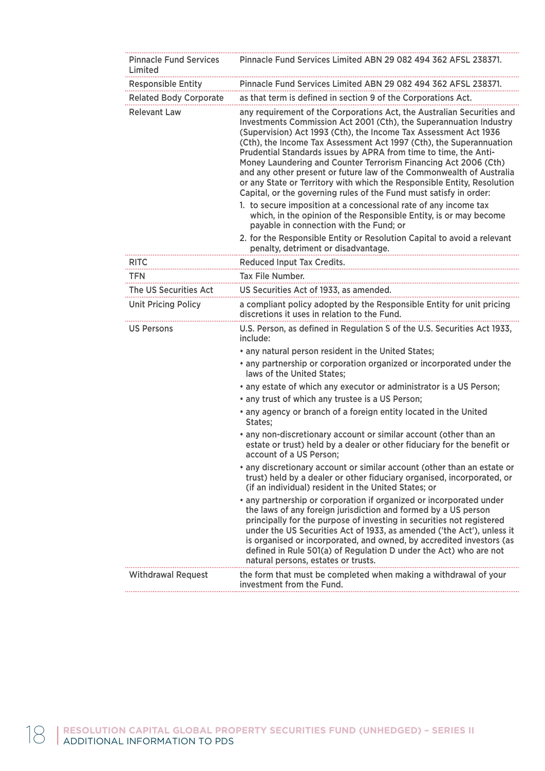| | |
|---|---|
| Pinnacle Fund Services Limited | Pinnacle Fund Services Limited ABN 29 082 494 362 AFSL 238371. |
| Responsible Entity | Pinnacle Fund Services Limited ABN 29 082 494 362 AFSL 238371. |
| Related Body Corporate | as that term is defined in section 9 of the Corporations Act. |
| Relevant Law | any requirement of the Corporations Act, the Australian Securities and Investments Commission Act 2001 (Cth), the Superannuation Industry (Supervision) Act 1993 (Cth), the Income Tax Assessment Act 1936 (Cth), the Income Tax Assessment Act 1997 (Cth), the Superannuation Prudential Standards issues by APRA from time to time, the Anti-Money Laundering and Counter Terrorism Financing Act 2006 (Cth) and any other present or future law of the Commonwealth of Australia or any State or Territory with which the Responsible Entity, Resolution Capital, or the governing rules of the Fund must satisfy in order:<br>1. to secure imposition at a concessional rate of any income tax which, in the opinion of the Responsible Entity, is or may become payable in connection with the Fund; or<br>2. for the Responsible Entity or Resolution Capital to avoid a relevant penalty, detriment or disadvantage. |
| RITC | Reduced Input Tax Credits. |
| TFN | Tax File Number. |
| The US Securities Act | US Securities Act of 1933, as amended. |
| Unit Pricing Policy | a compliant policy adopted by the Responsible Entity for unit pricing discretions it uses in relation to the Fund. |
| US Persons | U.S. Person, as defined in Regulation S of the U.S. Securities Act 1933, include:<br>• any natural person resident in the United States;<br>• any partnership or corporation organized or incorporated under the laws of the United States;<br>• any estate of which any executor or administrator is a US Person;<br>• any trust of which any trustee is a US Person;<br>• any agency or branch of a foreign entity located in the United States;<br>• any non-discretionary account or similar account (other than an estate or trust) held by a dealer or other fiduciary for the benefit or account of a US Person;<br>• any discretionary account or similar account (other than an estate or trust) held by a dealer or other fiduciary organised, incorporated, or (if an individual) resident in the United States; or<br>• any partnership or corporation if organized or incorporated under the laws of any foreign jurisdiction and formed by a US person principally for the purpose of investing in securities not registered under the US Securities Act of 1933, as amended ('the Act'), unless it is organised or incorporated, and owned, by accredited investors (as defined in Rule 501(a) of Regulation D under the Act) who are not natural persons, estates or trusts. |
| Withdrawal Request | the form that must be completed when making a withdrawal of your investment from the Fund. |